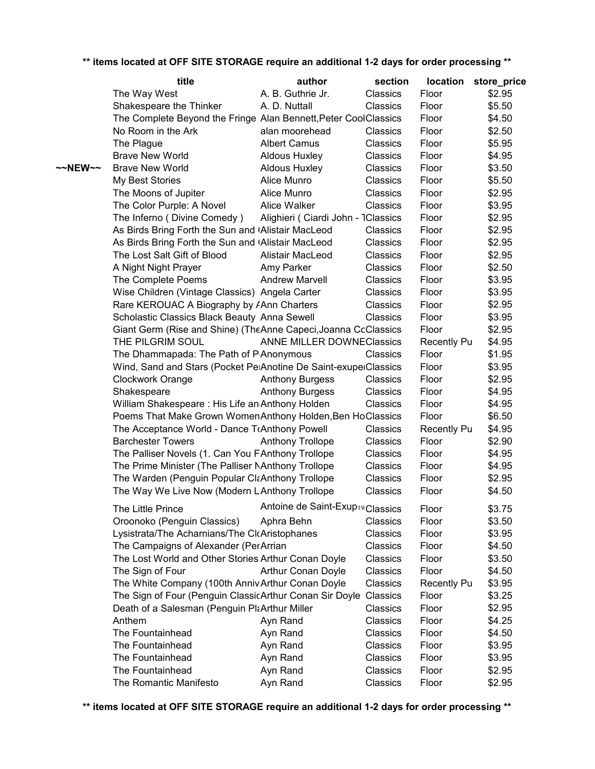** items located at OFF SITE STORAGE require an additional 1-2 days for order processing **

| | title | author | section | location | store_price |
|---|---|---|---|---|---|
| | The Way West | A. B. Guthrie Jr. | Classics | Floor | $2.95 |
| | Shakespeare the Thinker | A. D. Nuttall | Classics | Floor | $5.50 |
| | The Complete Beyond the Fringe | Alan Bennett,Peter Cool | Classics | Floor | $4.50 |
| | No Room in the Ark | alan moorehead | Classics | Floor | $2.50 |
| | The Plague | Albert Camus | Classics | Floor | $5.95 |
| | Brave New World | Aldous Huxley | Classics | Floor | $4.95 |
| ~~NEW~~ | Brave New World | Aldous Huxley | Classics | Floor | $3.50 |
| | My Best Stories | Alice Munro | Classics | Floor | $5.50 |
| | The Moons of Jupiter | Alice Munro | Classics | Floor | $2.95 |
| | The Color Purple: A Novel | Alice Walker | Classics | Floor | $3.95 |
| | The Inferno ( Divine Comedy ) | Alighieri ( Ciardi John - T | Classics | Floor | $2.95 |
| | As Birds Bring Forth the Sun and ( | Alistair MacLeod | Classics | Floor | $2.95 |
| | As Birds Bring Forth the Sun and ( | Alistair MacLeod | Classics | Floor | $2.95 |
| | The Lost Salt Gift of Blood | Alistair MacLeod | Classics | Floor | $2.95 |
| | A Night Night Prayer | Amy Parker | Classics | Floor | $2.50 |
| | The Complete Poems | Andrew Marvell | Classics | Floor | $3.95 |
| | Wise Children (Vintage Classics) | Angela Carter | Classics | Floor | $3.95 |
| | Rare KEROUAC A Biography by A | Ann Charters | Classics | Floor | $2.95 |
| | Scholastic Classics Black Beauty | Anna Sewell | Classics | Floor | $3.95 |
| | Giant Germ (Rise and Shine) (The | Anne Capeci,Joanna Co | Classics | Floor | $2.95 |
| | THE PILGRIM SOUL | ANNE MILLER DOWNE | Classics | Recently Pu | $4.95 |
| | The Dhammapada: The Path of P | Anonymous | Classics | Floor | $1.95 |
| | Wind, Sand and Stars (Pocket Pe | Anotine De Saint-exupe | Classics | Floor | $3.95 |
| | Clockwork Orange | Anthony Burgess | Classics | Floor | $2.95 |
| | Shakespeare | Anthony Burgess | Classics | Floor | $4.95 |
| | William Shakespeare : His Life an | Anthony Holden | Classics | Floor | $4.95 |
| | Poems That Make Grown Women | Anthony Holden,Ben Ho | Classics | Floor | $6.50 |
| | The Acceptance World - Dance T | Anthony Powell | Classics | Recently Pu | $4.95 |
| | Barchester Towers | Anthony Trollope | Classics | Floor | $2.90 |
| | The Palliser Novels (1. Can You F | Anthony Trollope | Classics | Floor | $4.95 |
| | The Prime Minister (The Palliser N | Anthony Trollope | Classics | Floor | $4.95 |
| | The Warden (Penguin Popular Cl | Anthony Trollope | Classics | Floor | $2.95 |
| | The Way We Live Now (Modern L | Anthony Trollope | Classics | Floor | $4.50 |
| | The Little Prince | Antoine de Saint-Exup | Classics | Floor | $3.75 |
| | Oroonoko (Penguin Classics) | Aphra Behn | Classics | Floor | $3.50 |
| | Lysistrata/The Acharnians/The Cl | Aristophanes | Classics | Floor | $3.95 |
| | The Campaigns of Alexander (Pe | Arrian | Classics | Floor | $4.50 |
| | The Lost World and Other Stories | Arthur Conan Doyle | Classics | Floor | $3.50 |
| | The Sign of Four | Arthur Conan Doyle | Classics | Floor | $4.50 |
| | The White Company (100th Anniv | Arthur Conan Doyle | Classics | Recently Pu | $3.95 |
| | The Sign of Four (Penguin Classic | Arthur Conan Sir Doyle | Classics | Floor | $3.25 |
| | Death of a Salesman (Penguin Pl | Arthur Miller | Classics | Floor | $2.95 |
| | Anthem | Ayn Rand | Classics | Floor | $4.25 |
| | The Fountainhead | Ayn Rand | Classics | Floor | $4.50 |
| | The Fountainhead | Ayn Rand | Classics | Floor | $3.95 |
| | The Fountainhead | Ayn Rand | Classics | Floor | $3.95 |
| | The Fountainhead | Ayn Rand | Classics | Floor | $2.95 |
| | The Romantic Manifesto | Ayn Rand | Classics | Floor | $2.95 |

** items located at OFF SITE STORAGE require an additional 1-2 days for order processing **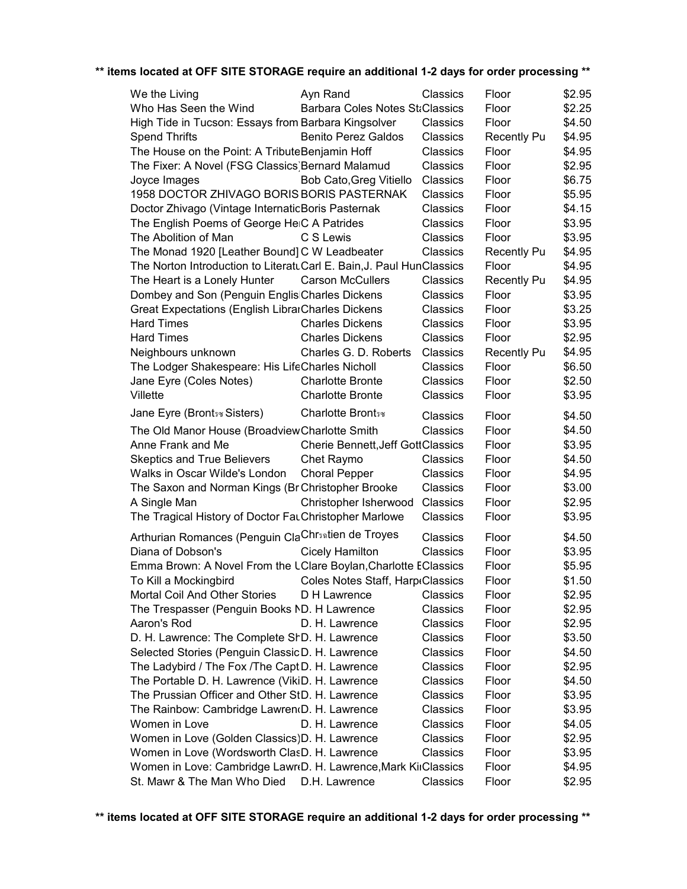** items located at OFF SITE STORAGE require an additional 1-2 days for order processing **

| Title | Author | Category | Location | Price |
|---|---|---|---|---|
| We the Living | Ayn Rand | Classics | Floor | $2.95 |
| Who Has Seen the Wind | Barbara Coles Notes St | Classics | Floor | $2.25 |
| High Tide in Tucson: Essays from | Barbara Kingsolver | Classics | Floor | $4.50 |
| Spend Thrifts | Benito Perez Galdos | Classics | Recently Pu | $4.95 |
| The House on the Point: A Tribute | Benjamin Hoff | Classics | Floor | $4.95 |
| The Fixer: A Novel (FSG Classics) | Bernard Malamud | Classics | Floor | $2.95 |
| Joyce Images | Bob Cato,Greg Vitiello | Classics | Floor | $6.75 |
| 1958 DOCTOR ZHIVAGO BORIS | BORIS PASTERNAK | Classics | Floor | $5.95 |
| Doctor Zhivago (Vintage Internatio | Boris Pasternak | Classics | Floor | $4.15 |
| The English Poems of George He | C A Patrides | Classics | Floor | $3.95 |
| The Abolition of Man | C S Lewis | Classics | Floor | $3.95 |
| The Monad 1920 [Leather Bound] | C W Leadbeater | Classics | Recently Pu | $4.95 |
| The Norton Introduction to Literatu | Carl E. Bain,J. Paul Hun | Classics | Floor | $4.95 |
| The Heart is a Lonely Hunter | Carson McCullers | Classics | Recently Pu | $4.95 |
| Dombey and Son (Penguin Englis | Charles Dickens | Classics | Floor | $3.95 |
| Great Expectations (English Librar | Charles Dickens | Classics | Floor | $3.25 |
| Hard Times | Charles Dickens | Classics | Floor | $3.95 |
| Hard Times | Charles Dickens | Classics | Floor | $2.95 |
| Neighbours unknown | Charles G. D. Roberts | Classics | Recently Pu | $4.95 |
| The Lodger Shakespeare: His Life | Charles Nicholl | Classics | Floor | $6.50 |
| Jane Eyre (Coles Notes) | Charlotte Bronte | Classics | Floor | $2.50 |
| Villette | Charlotte Bronte | Classics | Floor | $3.95 |
| Jane Eyre (Bront Sisters) | Charlotte Bront | Classics | Floor | $4.50 |
| The Old Manor House (Broadview | Charlotte Smith | Classics | Floor | $4.50 |
| Anne Frank and Me | Cherie Bennett,Jeff Gott | Classics | Floor | $3.95 |
| Skeptics and True Believers | Chet Raymo | Classics | Floor | $4.50 |
| Walks in Oscar Wilde's London | Choral Pepper | Classics | Floor | $4.95 |
| The Saxon and Norman Kings (Br | Christopher Brooke | Classics | Floor | $3.00 |
| A Single Man | Christopher Isherwood | Classics | Floor | $2.95 |
| The Tragical History of Doctor Fau | Christopher Marlowe | Classics | Floor | $3.95 |
| Arthurian Romances (Penguin Cla | Chrtien de Troyes | Classics | Floor | $4.50 |
| Diana of Dobson's | Cicely Hamilton | Classics | Floor | $3.95 |
| Emma Brown: A Novel From the U | Clare Boylan,Charlotte E | Classics | Floor | $5.95 |
| To Kill a Mockingbird | Coles Notes Staff, Harp | Classics | Floor | $1.50 |
| Mortal Coil And Other Stories | D H Lawrence | Classics | Floor | $2.95 |
| The Trespasser (Penguin Books N | D. H Lawrence | Classics | Floor | $2.95 |
| Aaron's Rod | D. H. Lawrence | Classics | Floor | $2.95 |
| D. H. Lawrence: The Complete Sh | D. H. Lawrence | Classics | Floor | $3.50 |
| Selected Stories (Penguin Classic | D. H. Lawrence | Classics | Floor | $4.50 |
| The Ladybird / The Fox /The Capt | D. H. Lawrence | Classics | Floor | $2.95 |
| The Portable D. H. Lawrence (Viki | D. H. Lawrence | Classics | Floor | $4.50 |
| The Prussian Officer and Other St | D. H. Lawrence | Classics | Floor | $3.95 |
| The Rainbow: Cambridge Lawren | D. H. Lawrence | Classics | Floor | $3.95 |
| Women in Love | D. H. Lawrence | Classics | Floor | $4.05 |
| Women in Love (Golden Classics) | D. H. Lawrence | Classics | Floor | $2.95 |
| Women in Love (Wordsworth Clas | D. H. Lawrence | Classics | Floor | $3.95 |
| Women in Love: Cambridge Lawr | D. H. Lawrence,Mark Ki | Classics | Floor | $4.95 |
| St. Mawr & The Man Who Died | D.H. Lawrence | Classics | Floor | $2.95 |

** items located at OFF SITE STORAGE require an additional 1-2 days for order processing **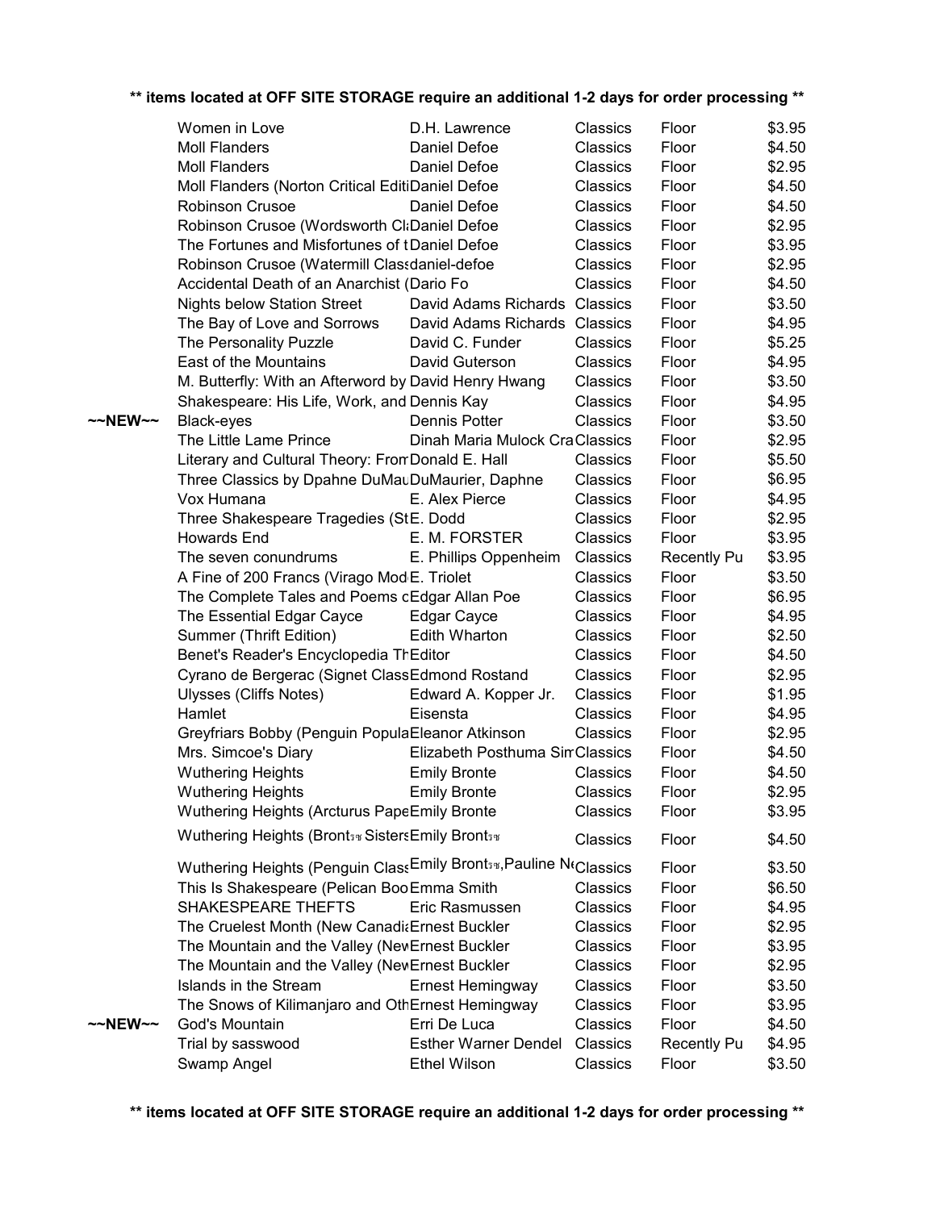**** items located at OFF SITE STORAGE require an additional 1-2 days for order processing ****

| | | | | | |
|---|---|---|---|---|---|
| | Women in Love | D.H. Lawrence | Classics | Floor | $3.95 |
| | Moll Flanders | Daniel Defoe | Classics | Floor | $4.50 |
| | Moll Flanders | Daniel Defoe | Classics | Floor | $2.95 |
| | Moll Flanders (Norton Critical Editi | Daniel Defoe | Classics | Floor | $4.50 |
| | Robinson Crusoe | Daniel Defoe | Classics | Floor | $4.50 |
| | Robinson Crusoe (Wordsworth Cl | Daniel Defoe | Classics | Floor | $2.95 |
| | The Fortunes and Misfortunes of t | Daniel Defoe | Classics | Floor | $3.95 |
| | Robinson Crusoe (Watermill Class | daniel-defoe | Classics | Floor | $2.95 |
| | Accidental Death of an Anarchist ( | Dario Fo | Classics | Floor | $4.50 |
| | Nights below Station Street | David Adams Richards | Classics | Floor | $3.50 |
| | The Bay of Love and Sorrows | David Adams Richards | Classics | Floor | $4.95 |
| | The Personality Puzzle | David C. Funder | Classics | Floor | $5.25 |
| | East of the Mountains | David Guterson | Classics | Floor | $4.95 |
| | M. Butterfly: With an Afterword by | David Henry Hwang | Classics | Floor | $3.50 |
| | Shakespeare: His Life, Work, and | Dennis Kay | Classics | Floor | $4.95 |
| ~~NEW~~ | Black-eyes | Dennis Potter | Classics | Floor | $3.50 |
| | The Little Lame Prince | Dinah Maria Mulock Cra | Classics | Floor | $2.95 |
| | Literary and Cultural Theory: From | Donald E. Hall | Classics | Floor | $5.50 |
| | Three Classics by Dpahne DuMau | DuMaurier, Daphne | Classics | Floor | $6.95 |
| | Vox Humana | E. Alex Pierce | Classics | Floor | $4.95 |
| | Three Shakespeare Tragedies (St | E. Dodd | Classics | Floor | $2.95 |
| | Howards End | E. M. FORSTER | Classics | Floor | $3.95 |
| | The seven conundrums | E. Phillips Oppenheim | Classics | Recently Pu | $3.95 |
| | A Fine of 200 Francs (Virago Mod | E. Triolet | Classics | Floor | $3.50 |
| | The Complete Tales and Poems o | Edgar Allan Poe | Classics | Floor | $6.95 |
| | The Essential Edgar Cayce | Edgar Cayce | Classics | Floor | $4.95 |
| | Summer (Thrift Edition) | Edith Wharton | Classics | Floor | $2.50 |
| | Benet's Reader's Encyclopedia Th | Editor | Classics | Floor | $4.50 |
| | Cyrano de Bergerac (Signet Class | Edmond Rostand | Classics | Floor | $2.95 |
| | Ulysses (Cliffs Notes) | Edward A. Kopper Jr. | Classics | Floor | $1.95 |
| | Hamlet | Eisensta | Classics | Floor | $4.95 |
| | Greyfriars Bobby (Penguin Popula | Eleanor Atkinson | Classics | Floor | $2.95 |
| | Mrs. Simcoe's Diary | Elizabeth Posthuma Sim | Classics | Floor | $4.50 |
| | Wuthering Heights | Emily Bronte | Classics | Floor | $4.50 |
| | Wuthering Heights | Emily Bronte | Classics | Floor | $2.95 |
| | Wuthering Heights (Arcturus Pape | Emily Bronte | Classics | Floor | $3.95 |
| | Wuthering Heights (Bront Sisters | Emily Bront | Classics | Floor | $4.50 |
| | Wuthering Heights (Penguin Class | Emily Bront,Pauline N | Classics | Floor | $3.50 |
| | This Is Shakespeare (Pelican Boo | Emma Smith | Classics | Floor | $6.50 |
| | SHAKESPEARE THEFTS | Eric Rasmussen | Classics | Floor | $4.95 |
| | The Cruelest Month (New Canadi | Ernest Buckler | Classics | Floor | $2.95 |
| | The Mountain and the Valley (New | Ernest Buckler | Classics | Floor | $3.95 |
| | The Mountain and the Valley (New | Ernest Buckler | Classics | Floor | $2.95 |
| | Islands in the Stream | Ernest Hemingway | Classics | Floor | $3.50 |
| | The Snows of Kilimanjaro and Oth | Ernest Hemingway | Classics | Floor | $3.95 |
| ~~NEW~~ | God's Mountain | Erri De Luca | Classics | Floor | $4.50 |
| | Trial by sasswood | Esther Warner Dendel | Classics | Recently Pu | $4.95 |
| | Swamp Angel | Ethel Wilson | Classics | Floor | $3.50 |

**** items located at OFF SITE STORAGE require an additional 1-2 days for order processing ****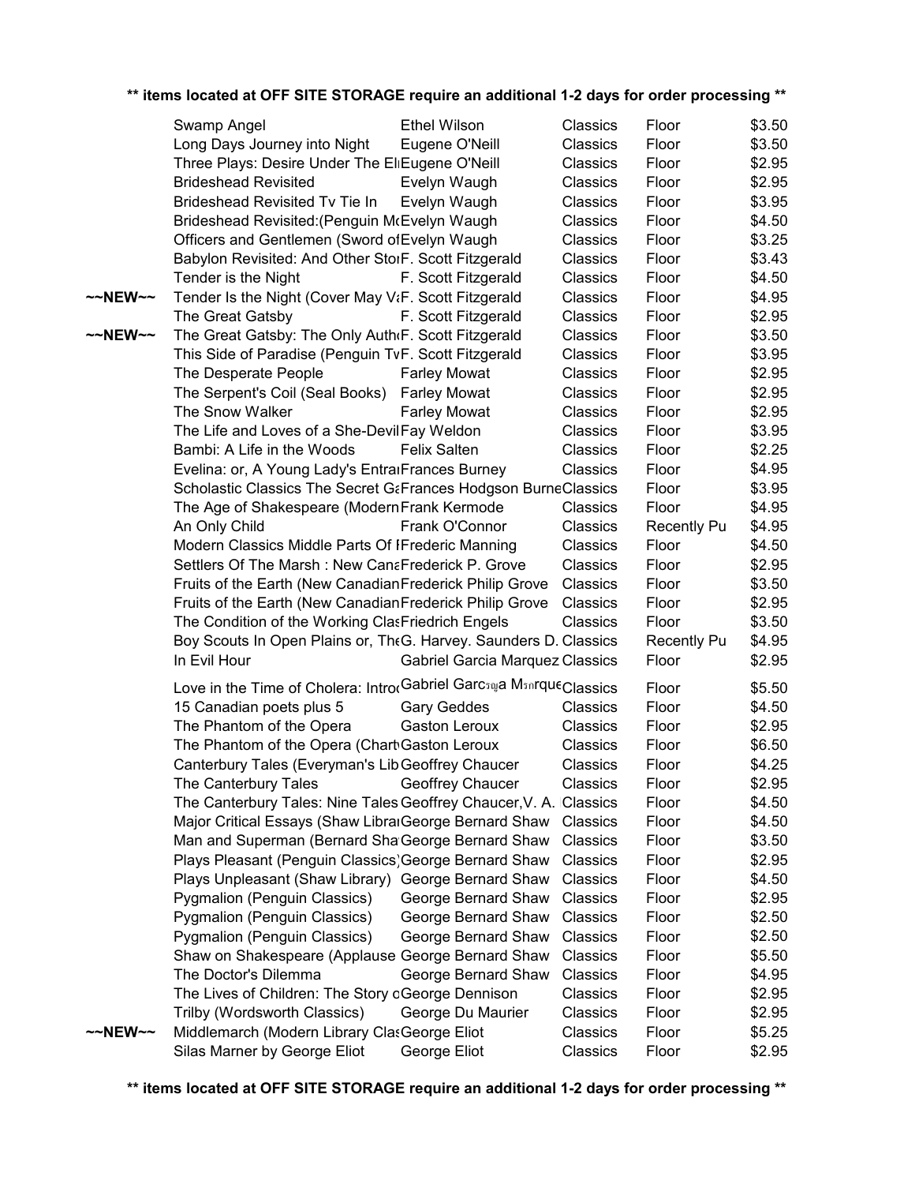| | Title | Author | Category | Location | Price |
|---|---|---|---|---|---|
| | Swamp Angel | Ethel Wilson | Classics | Floor | $3.50 |
| | Long Days Journey into Night | Eugene O'Neill | Classics | Floor | $3.50 |
| | Three Plays: Desire Under The El | Eugene O'Neill | Classics | Floor | $2.95 |
| | Brideshead Revisited | Evelyn Waugh | Classics | Floor | $2.95 |
| | Brideshead Revisited Tv Tie In | Evelyn Waugh | Classics | Floor | $3.95 |
| | Brideshead Revisited:(Penguin Mo | Evelyn Waugh | Classics | Floor | $4.50 |
| | Officers and Gentlemen (Sword of | Evelyn Waugh | Classics | Floor | $3.25 |
| | Babylon Revisited: And Other Stor | F. Scott Fitzgerald | Classics | Floor | $3.43 |
| | Tender is the Night | F. Scott Fitzgerald | Classics | Floor | $4.50 |
| ~~NEW~~ | Tender Is the Night (Cover May Va | F. Scott Fitzgerald | Classics | Floor | $4.95 |
| | The Great Gatsby | F. Scott Fitzgerald | Classics | Floor | $2.95 |
| ~~NEW~~ | The Great Gatsby: The Only Autho | F. Scott Fitzgerald | Classics | Floor | $3.50 |
| | This Side of Paradise (Penguin Tv | F. Scott Fitzgerald | Classics | Floor | $3.95 |
| | The Desperate People | Farley Mowat | Classics | Floor | $2.95 |
| | The Serpent's Coil (Seal Books) | Farley Mowat | Classics | Floor | $2.95 |
| | The Snow Walker | Farley Mowat | Classics | Floor | $2.95 |
| | The Life and Loves of a She-Devil | Fay Weldon | Classics | Floor | $3.95 |
| | Bambi: A Life in the Woods | Felix Salten | Classics | Floor | $2.25 |
| | Evelina: or, A Young Lady's Entra | Frances Burney | Classics | Floor | $4.95 |
| | Scholastic Classics The Secret Ga | Frances Hodgson Burne | Classics | Floor | $3.95 |
| | The Age of Shakespeare (Modern | Frank Kermode | Classics | Floor | $4.95 |
| | An Only Child | Frank O'Connor | Classics | Recently Pu | $4.95 |
| | Modern Classics Middle Parts Of F | Frederic Manning | Classics | Floor | $4.50 |
| | Settlers Of The Marsh : New Cana | Frederick P. Grove | Classics | Floor | $2.95 |
| | Fruits of the Earth (New Canadian | Frederick Philip Grove | Classics | Floor | $3.50 |
| | Fruits of the Earth (New Canadian | Frederick Philip Grove | Classics | Floor | $2.95 |
| | The Condition of the Working Clas | Friedrich Engels | Classics | Floor | $3.50 |
| | Boy Scouts In Open Plains or, The | G. Harvey. Saunders D. | Classics | Recently Pu | $4.95 |
| | In Evil Hour | Gabriel Garcia Marquez | Classics | Floor | $2.95 |
| | Love in the Time of Cholera: Intro | Gabriel Garcฺa Mแrque | Classics | Floor | $5.50 |
| | 15 Canadian poets plus 5 | Gary Geddes | Classics | Floor | $4.50 |
| | The Phantom of the Opera | Gaston Leroux | Classics | Floor | $2.95 |
| | The Phantom of the Opera (Chart | Gaston Leroux | Classics | Floor | $6.50 |
| | Canterbury Tales (Everyman's Lib | Geoffrey Chaucer | Classics | Floor | $4.25 |
| | The Canterbury Tales | Geoffrey Chaucer | Classics | Floor | $2.95 |
| | The Canterbury Tales: Nine Tales | Geoffrey Chaucer,V. A. | Classics | Floor | $4.50 |
| | Major Critical Essays (Shaw Librar | George Bernard Shaw | Classics | Floor | $4.50 |
| | Man and Superman (Bernard Sha | George Bernard Shaw | Classics | Floor | $3.50 |
| | Plays Pleasant (Penguin Classics) | George Bernard Shaw | Classics | Floor | $2.95 |
| | Plays Unpleasant (Shaw Library) | George Bernard Shaw | Classics | Floor | $4.50 |
| | Pygmalion (Penguin Classics) | George Bernard Shaw | Classics | Floor | $2.95 |
| | Pygmalion (Penguin Classics) | George Bernard Shaw | Classics | Floor | $2.50 |
| | Pygmalion (Penguin Classics) | George Bernard Shaw | Classics | Floor | $2.50 |
| | Shaw on Shakespeare (Applause | George Bernard Shaw | Classics | Floor | $5.50 |
| | The Doctor's Dilemma | George Bernard Shaw | Classics | Floor | $4.95 |
| | The Lives of Children: The Story o | George Dennison | Classics | Floor | $2.95 |
| | Trilby (Wordsworth Classics) | George Du Maurier | Classics | Floor | $2.95 |
| ~~NEW~~ | Middlemarch (Modern Library Clas | George Eliot | Classics | Floor | $5.25 |
| | Silas Marner by George Eliot | George Eliot | Classics | Floor | $2.95 |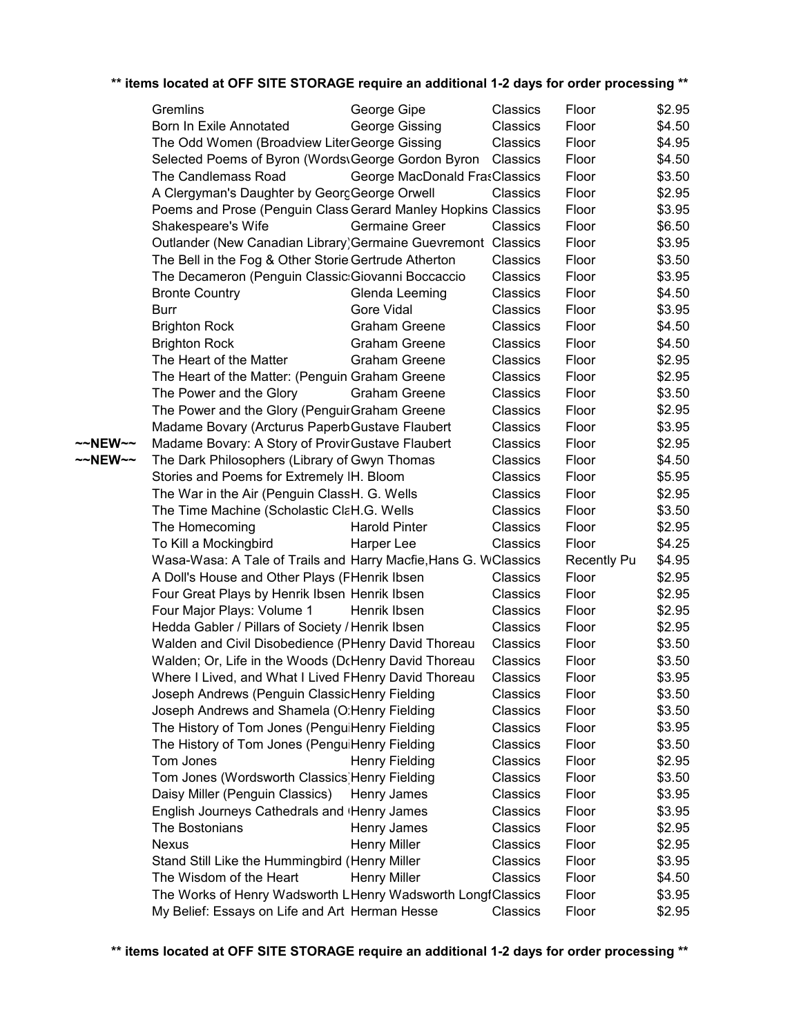**\*\* items located at OFF SITE STORAGE require an additional 1-2 days for order processing \*\***

| | Title | Author | Category | Location | Price |
|---|---|---|---|---|---|
| | Gremlins | George Gipe | Classics | Floor | $2.95 |
| | Born In Exile Annotated | George Gissing | Classics | Floor | $4.50 |
| | The Odd Women (Broadview Liter | George Gissing | Classics | Floor | $4.95 |
| | Selected Poems of Byron (Words | George Gordon Byron | Classics | Floor | $4.50 |
| | The Candlemass Road | George MacDonald Fras | Classics | Floor | $3.50 |
| | A Clergyman's Daughter by Georg | George Orwell | Classics | Floor | $2.95 |
| | Poems and Prose (Penguin Class | Gerard Manley Hopkins | Classics | Floor | $3.95 |
| | Shakespeare's Wife | Germaine Greer | Classics | Floor | $6.50 |
| | Outlander (New Canadian Library) | Germaine Guevremont | Classics | Floor | $3.95 |
| | The Bell in the Fog & Other Storie | Gertrude Atherton | Classics | Floor | $3.50 |
| | The Decameron (Penguin Classic | Giovanni Boccaccio | Classics | Floor | $3.95 |
| | Bronte Country | Glenda Leeming | Classics | Floor | $4.50 |
| | Burr | Gore Vidal | Classics | Floor | $3.95 |
| | Brighton Rock | Graham Greene | Classics | Floor | $4.50 |
| | Brighton Rock | Graham Greene | Classics | Floor | $4.50 |
| | The Heart of the Matter | Graham Greene | Classics | Floor | $2.95 |
| | The Heart of the Matter: (Penguin | Graham Greene | Classics | Floor | $2.95 |
| | The Power and the Glory | Graham Greene | Classics | Floor | $3.50 |
| | The Power and the Glory (Penguir | Graham Greene | Classics | Floor | $2.95 |
| | Madame Bovary (Arcturus Paperb | Gustave Flaubert | Classics | Floor | $3.95 |
| ~~NEW~~ | Madame Bovary: A Story of Provir | Gustave Flaubert | Classics | Floor | $2.95 |
| ~~NEW~~ | The Dark Philosophers (Library of | Gwyn Thomas | Classics | Floor | $4.50 |
| | Stories and Poems for Extremely I | H. Bloom | Classics | Floor | $5.95 |
| | The War in the Air (Penguin Class | H. G. Wells | Classics | Floor | $2.95 |
| | The Time Machine (Scholastic Cla | H.G. Wells | Classics | Floor | $3.50 |
| | The Homecoming | Harold Pinter | Classics | Floor | $2.95 |
| | To Kill a Mockingbird | Harper Lee | Classics | Floor | $4.25 |
| | Wasa-Wasa: A Tale of Trails and | Harry Macfie,Hans G. W | Classics | Recently Pu | $4.95 |
| | A Doll's House and Other Plays (F | Henrik Ibsen | Classics | Floor | $2.95 |
| | Four Great Plays by Henrik Ibsen | Henrik Ibsen | Classics | Floor | $2.95 |
| | Four Major Plays: Volume 1 | Henrik Ibsen | Classics | Floor | $2.95 |
| | Hedda Gabler / Pillars of Society / | Henrik Ibsen | Classics | Floor | $2.95 |
| | Walden and Civil Disobedience (P | Henry David Thoreau | Classics | Floor | $3.50 |
| | Walden; Or, Life in the Woods (D | Henry David Thoreau | Classics | Floor | $3.50 |
| | Where I Lived, and What I Lived F | Henry David Thoreau | Classics | Floor | $3.95 |
| | Joseph Andrews (Penguin Classic | Henry Fielding | Classics | Floor | $3.50 |
| | Joseph Andrews and Shamela (O | Henry Fielding | Classics | Floor | $3.50 |
| | The History of Tom Jones (Pengui | Henry Fielding | Classics | Floor | $3.95 |
| | The History of Tom Jones (Pengui | Henry Fielding | Classics | Floor | $3.50 |
| | Tom Jones | Henry Fielding | Classics | Floor | $2.95 |
| | Tom Jones (Wordsworth Classics) | Henry Fielding | Classics | Floor | $3.50 |
| | Daisy Miller (Penguin Classics) | Henry James | Classics | Floor | $3.95 |
| | English Journeys Cathedrals and | Henry James | Classics | Floor | $3.95 |
| | The Bostonians | Henry James | Classics | Floor | $2.95 |
| | Nexus | Henry Miller | Classics | Floor | $2.95 |
| | Stand Still Like the Hummingbird ( | Henry Miller | Classics | Floor | $3.95 |
| | The Wisdom of the Heart | Henry Miller | Classics | Floor | $4.50 |
| | The Works of Henry Wadsworth L | Henry Wadsworth Longf | Classics | Floor | $3.95 |
| | My Belief: Essays on Life and Art | Herman Hesse | Classics | Floor | $2.95 |

**\*\* items located at OFF SITE STORAGE require an additional 1-2 days for order processing \*\***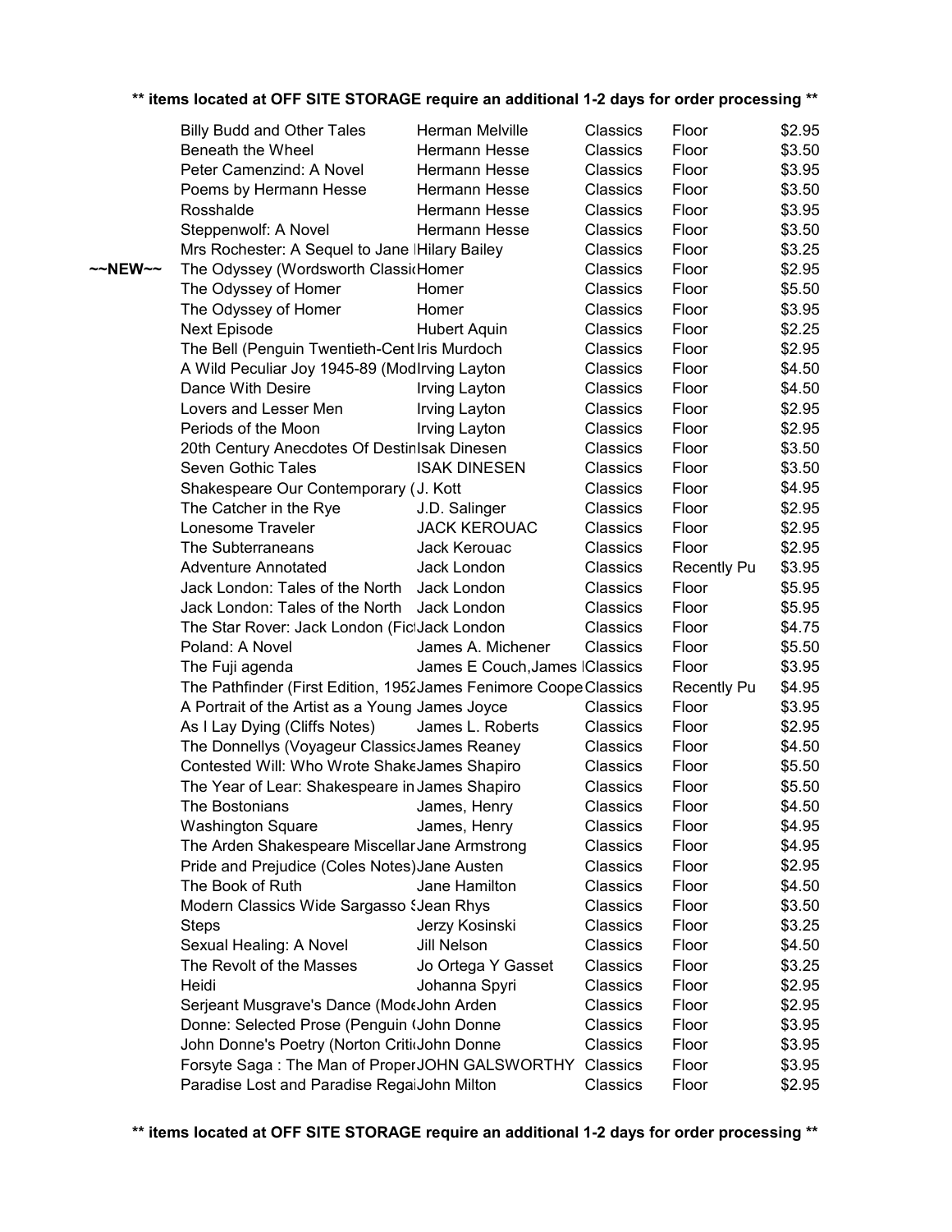**\*\* items located at OFF SITE STORAGE require an additional 1-2 days for order processing \*\***

| | | | | | |
|---|---|---|---|---|---|
| | Billy Budd and Other Tales | Herman Melville | Classics | Floor | $2.95 |
| | Beneath the Wheel | Hermann Hesse | Classics | Floor | $3.50 |
| | Peter Camenzind: A Novel | Hermann Hesse | Classics | Floor | $3.95 |
| | Poems by Hermann Hesse | Hermann Hesse | Classics | Floor | $3.50 |
| | Rosshalde | Hermann Hesse | Classics | Floor | $3.95 |
| | Steppenwolf: A Novel | Hermann Hesse | Classics | Floor | $3.50 |
| | Mrs Rochester: A Sequel to Jane I | Hilary Bailey | Classics | Floor | $3.25 |
| ~~NEW~~ | The Odyssey (Wordsworth Classi | Homer | Classics | Floor | $2.95 |
| | The Odyssey of Homer | Homer | Classics | Floor | $5.50 |
| | The Odyssey of Homer | Homer | Classics | Floor | $3.95 |
| | Next Episode | Hubert Aquin | Classics | Floor | $2.25 |
| | The Bell (Penguin Twentieth-Cent | Iris Murdoch | Classics | Floor | $2.95 |
| | A Wild Peculiar Joy 1945-89 (Mod | Irving Layton | Classics | Floor | $4.50 |
| | Dance With Desire | Irving Layton | Classics | Floor | $4.50 |
| | Lovers and Lesser Men | Irving Layton | Classics | Floor | $2.95 |
| | Periods of the Moon | Irving Layton | Classics | Floor | $2.95 |
| | 20th Century Anecdotes Of Destin | Isak Dinesen | Classics | Floor | $3.50 |
| | Seven Gothic Tales | ISAK DINESEN | Classics | Floor | $3.50 |
| | Shakespeare Our Contemporary ( | J. Kott | Classics | Floor | $4.95 |
| | The Catcher in the Rye | J.D. Salinger | Classics | Floor | $2.95 |
| | Lonesome Traveler | JACK KEROUAC | Classics | Floor | $2.95 |
| | The Subterraneans | Jack Kerouac | Classics | Floor | $2.95 |
| | Adventure Annotated | Jack London | Classics | Recently Pu | $3.95 |
| | Jack London: Tales of the North | Jack London | Classics | Floor | $5.95 |
| | Jack London: Tales of the North | Jack London | Classics | Floor | $5.95 |
| | The Star Rover: Jack London (Fic | Jack London | Classics | Floor | $4.75 |
| | Poland: A Novel | James A. Michener | Classics | Floor | $5.50 |
| | The Fuji agenda | James E Couch,James I | Classics | Floor | $3.95 |
| | The Pathfinder (First Edition, 1952 | James Fenimore Coope | Classics | Recently Pu | $4.95 |
| | A Portrait of the Artist as a Young | James Joyce | Classics | Floor | $3.95 |
| | As I Lay Dying (Cliffs Notes) | James L. Roberts | Classics | Floor | $2.95 |
| | The Donnellys (Voyageur Classics | James Reaney | Classics | Floor | $4.50 |
| | Contested Will: Who Wrote Shake | James Shapiro | Classics | Floor | $5.50 |
| | The Year of Lear: Shakespeare in | James Shapiro | Classics | Floor | $5.50 |
| | The Bostonians | James, Henry | Classics | Floor | $4.50 |
| | Washington Square | James, Henry | Classics | Floor | $4.95 |
| | The Arden Shakespeare Miscellar | Jane Armstrong | Classics | Floor | $4.95 |
| | Pride and Prejudice (Coles Notes) | Jane Austen | Classics | Floor | $2.95 |
| | The Book of Ruth | Jane Hamilton | Classics | Floor | $4.50 |
| | Modern Classics Wide Sargasso S | Jean Rhys | Classics | Floor | $3.50 |
| | Steps | Jerzy Kosinski | Classics | Floor | $3.25 |
| | Sexual Healing: A Novel | Jill Nelson | Classics | Floor | $4.50 |
| | The Revolt of the Masses | Jo Ortega Y Gasset | Classics | Floor | $3.25 |
| | Heidi | Johanna Spyri | Classics | Floor | $2.95 |
| | Serjeant Musgrave's Dance (Mode | John Arden | Classics | Floor | $2.95 |
| | Donne: Selected Prose (Penguin ( | John Donne | Classics | Floor | $3.95 |
| | John Donne's Poetry (Norton Criti | John Donne | Classics | Floor | $3.95 |
| | Forsyte Saga : The Man of Proper | JOHN GALSWORTHY | Classics | Floor | $3.95 |
| | Paradise Lost and Paradise Rega | John Milton | Classics | Floor | $2.95 |

**\*\* items located at OFF SITE STORAGE require an additional 1-2 days for order processing \*\***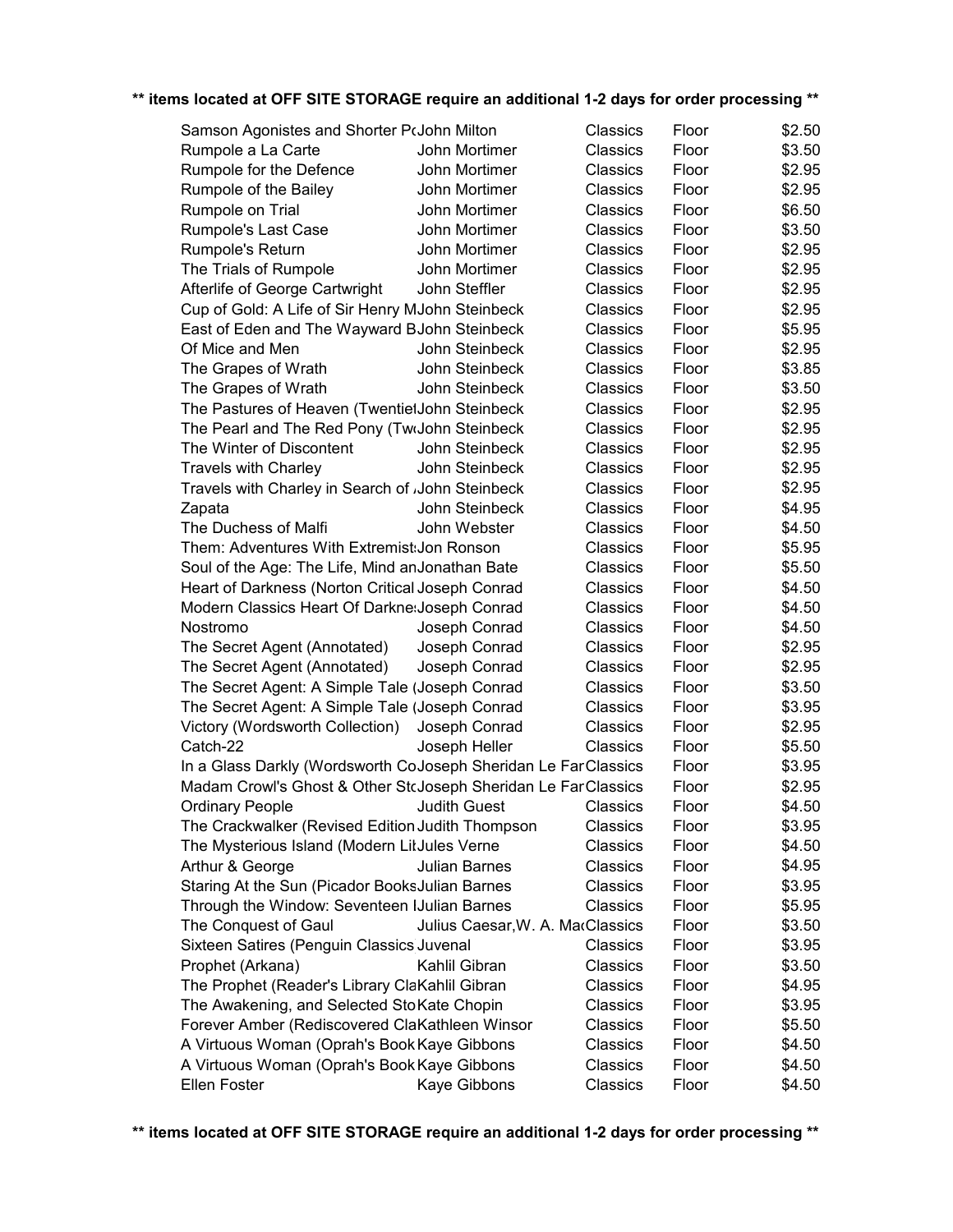**** items located at OFF SITE STORAGE require an additional 1-2 days for order processing ****

| Title | Author | Category | Location | Price |
|---|---|---|---|---|
| Samson Agonistes and Shorter Po | John Milton | Classics | Floor | $2.50 |
| Rumpole a La Carte | John Mortimer | Classics | Floor | $3.50 |
| Rumpole for the Defence | John Mortimer | Classics | Floor | $2.95 |
| Rumpole of the Bailey | John Mortimer | Classics | Floor | $2.95 |
| Rumpole on Trial | John Mortimer | Classics | Floor | $6.50 |
| Rumpole's Last Case | John Mortimer | Classics | Floor | $3.50 |
| Rumpole's Return | John Mortimer | Classics | Floor | $2.95 |
| The Trials of Rumpole | John Mortimer | Classics | Floor | $2.95 |
| Afterlife of George Cartwright | John Steffler | Classics | Floor | $2.95 |
| Cup of Gold: A Life of Sir Henry M | John Steinbeck | Classics | Floor | $2.95 |
| East of Eden and The Wayward B | John Steinbeck | Classics | Floor | $5.95 |
| Of Mice and Men | John Steinbeck | Classics | Floor | $2.95 |
| The Grapes of Wrath | John Steinbeck | Classics | Floor | $3.85 |
| The Grapes of Wrath | John Steinbeck | Classics | Floor | $3.50 |
| The Pastures of Heaven (Twentie | John Steinbeck | Classics | Floor | $2.95 |
| The Pearl and The Red Pony (Tw | John Steinbeck | Classics | Floor | $2.95 |
| The Winter of Discontent | John Steinbeck | Classics | Floor | $2.95 |
| Travels with Charley | John Steinbeck | Classics | Floor | $2.95 |
| Travels with Charley in Search of | John Steinbeck | Classics | Floor | $2.95 |
| Zapata | John Steinbeck | Classics | Floor | $4.95 |
| The Duchess of Malfi | John Webster | Classics | Floor | $4.50 |
| Them: Adventures With Extremist | Jon Ronson | Classics | Floor | $5.95 |
| Soul of the Age: The Life, Mind an | Jonathan Bate | Classics | Floor | $5.50 |
| Heart of Darkness (Norton Critical | Joseph Conrad | Classics | Floor | $4.50 |
| Modern Classics Heart Of Darkne | Joseph Conrad | Classics | Floor | $4.50 |
| Nostromo | Joseph Conrad | Classics | Floor | $4.50 |
| The Secret Agent (Annotated) | Joseph Conrad | Classics | Floor | $2.95 |
| The Secret Agent (Annotated) | Joseph Conrad | Classics | Floor | $2.95 |
| The Secret Agent: A Simple Tale ( | Joseph Conrad | Classics | Floor | $3.50 |
| The Secret Agent: A Simple Tale ( | Joseph Conrad | Classics | Floor | $3.95 |
| Victory (Wordsworth Collection) | Joseph Conrad | Classics | Floor | $2.95 |
| Catch-22 | Joseph Heller | Classics | Floor | $5.50 |
| In a Glass Darkly (Wordsworth Co | Joseph Sheridan Le Far | Classics | Floor | $3.95 |
| Madam Crowl's Ghost & Other Sto | Joseph Sheridan Le Far | Classics | Floor | $2.95 |
| Ordinary People | Judith Guest | Classics | Floor | $4.50 |
| The Crackwalker (Revised Edition | Judith Thompson | Classics | Floor | $3.95 |
| The Mysterious Island (Modern Lit | Jules Verne | Classics | Floor | $4.50 |
| Arthur & George | Julian Barnes | Classics | Floor | $4.95 |
| Staring At the Sun (Picador Books | Julian Barnes | Classics | Floor | $3.95 |
| Through the Window: Seventeen I | Julian Barnes | Classics | Floor | $5.95 |
| The Conquest of Gaul | Julius Caesar,W. A. Ma | Classics | Floor | $3.50 |
| Sixteen Satires (Penguin Classics | Juvenal | Classics | Floor | $3.95 |
| Prophet (Arkana) | Kahlil Gibran | Classics | Floor | $3.50 |
| The Prophet (Reader's Library Cla | Kahlil Gibran | Classics | Floor | $4.95 |
| The Awakening, and Selected Sto | Kate Chopin | Classics | Floor | $3.95 |
| Forever Amber (Rediscovered Cla | Kathleen Winsor | Classics | Floor | $5.50 |
| A Virtuous Woman (Oprah's Book | Kaye Gibbons | Classics | Floor | $4.50 |
| A Virtuous Woman (Oprah's Book | Kaye Gibbons | Classics | Floor | $4.50 |
| Ellen Foster | Kaye Gibbons | Classics | Floor | $4.50 |

**** items located at OFF SITE STORAGE require an additional 1-2 days for order processing ****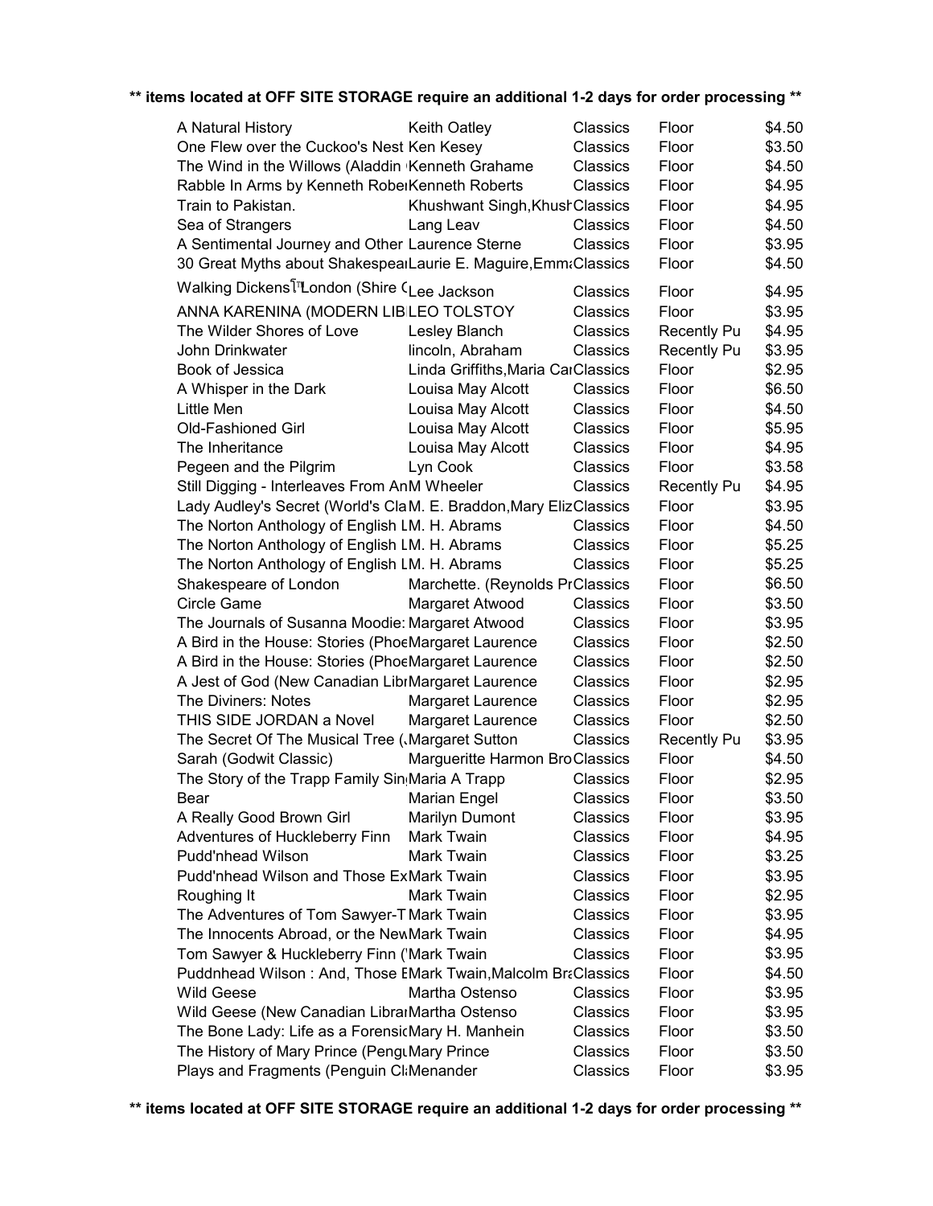**\*\* items located at OFF SITE STORAGE require an additional 1-2 days for order processing \*\***

| | | | | |
|---|---|---|---|---|
| A Natural History | Keith Oatley | Classics | Floor | $4.50 |
| One Flew over the Cuckoo's Nest | Ken Kesey | Classics | Floor | $3.50 |
| The Wind in the Willows (Aladdin | Kenneth Grahame | Classics | Floor | $4.50 |
| Rabble In Arms by Kenneth Robe | Kenneth Roberts | Classics | Floor | $4.95 |
| Train to Pakistan. | Khushwant Singh,Khush | Classics | Floor | $4.95 |
| Sea of Strangers | Lang Leav | Classics | Floor | $4.50 |
| A Sentimental Journey and Other | Laurence Sterne | Classics | Floor | $3.95 |
| 30 Great Myths about Shakespea | Laurie E. Maguire,Emma | Classics | Floor | $4.50 |
| Walking Dickens' London (Shire ( | Lee Jackson | Classics | Floor | $4.95 |
| ANNA KARENINA (MODERN LIB | LEO TOLSTOY | Classics | Floor | $3.95 |
| The Wilder Shores of Love | Lesley Blanch | Classics | Recently Pu | $4.95 |
| John Drinkwater | lincoln, Abraham | Classics | Recently Pu | $3.95 |
| Book of Jessica | Linda Griffiths,Maria Ca | Classics | Floor | $2.95 |
| A Whisper in the Dark | Louisa May Alcott | Classics | Floor | $6.50 |
| Little Men | Louisa May Alcott | Classics | Floor | $4.50 |
| Old-Fashioned Girl | Louisa May Alcott | Classics | Floor | $5.95 |
| The Inheritance | Louisa May Alcott | Classics | Floor | $4.95 |
| Pegeen and the Pilgrim | Lyn Cook | Classics | Floor | $3.58 |
| Still Digging - Interleaves From An | M Wheeler | Classics | Recently Pu | $4.95 |
| Lady Audley's Secret (World's Cla | M. E. Braddon,Mary Eliz | Classics | Floor | $3.95 |
| The Norton Anthology of English L | M. H. Abrams | Classics | Floor | $4.50 |
| The Norton Anthology of English L | M. H. Abrams | Classics | Floor | $5.25 |
| The Norton Anthology of English L | M. H. Abrams | Classics | Floor | $5.25 |
| Shakespeare of London | Marchette. (Reynolds Pr | Classics | Floor | $6.50 |
| Circle Game | Margaret Atwood | Classics | Floor | $3.50 |
| The Journals of Susanna Moodie: | Margaret Atwood | Classics | Floor | $3.95 |
| A Bird in the House: Stories (Phoe | Margaret Laurence | Classics | Floor | $2.50 |
| A Bird in the House: Stories (Phoe | Margaret Laurence | Classics | Floor | $2.50 |
| A Jest of God (New Canadian Libr | Margaret Laurence | Classics | Floor | $2.95 |
| The Diviners: Notes | Margaret Laurence | Classics | Floor | $2.95 |
| THIS SIDE JORDAN a Novel | Margaret Laurence | Classics | Floor | $2.50 |
| The Secret Of The Musical Tree ( | Margaret Sutton | Classics | Recently Pu | $3.95 |
| Sarah (Godwit Classic) | Margueritte Harmon Bro | Classics | Floor | $4.50 |
| The Story of the Trapp Family Sin | Maria A Trapp | Classics | Floor | $2.95 |
| Bear | Marian Engel | Classics | Floor | $3.50 |
| A Really Good Brown Girl | Marilyn Dumont | Classics | Floor | $3.95 |
| Adventures of Huckleberry Finn | Mark Twain | Classics | Floor | $4.95 |
| Pudd'nhead Wilson | Mark Twain | Classics | Floor | $3.25 |
| Pudd'nhead Wilson and Those Ex | Mark Twain | Classics | Floor | $3.95 |
| Roughing It | Mark Twain | Classics | Floor | $2.95 |
| The Adventures of Tom Sawyer-T | Mark Twain | Classics | Floor | $3.95 |
| The Innocents Abroad, or the New | Mark Twain | Classics | Floor | $4.95 |
| Tom Sawyer & Huckleberry Finn (' | Mark Twain | Classics | Floor | $3.95 |
| Puddnhead Wilson : And, Those E | Mark Twain,Malcolm Bra | Classics | Floor | $4.50 |
| Wild Geese | Martha Ostenso | Classics | Floor | $3.95 |
| Wild Geese (New Canadian Librar | Martha Ostenso | Classics | Floor | $3.95 |
| The Bone Lady: Life as a Forensic | Mary H. Manhein | Classics | Floor | $3.50 |
| The History of Mary Prince (Pengu | Mary Prince | Classics | Floor | $3.50 |
| Plays and Fragments (Penguin Cl | Menander | Classics | Floor | $3.95 |

**\*\* items located at OFF SITE STORAGE require an additional 1-2 days for order processing \*\***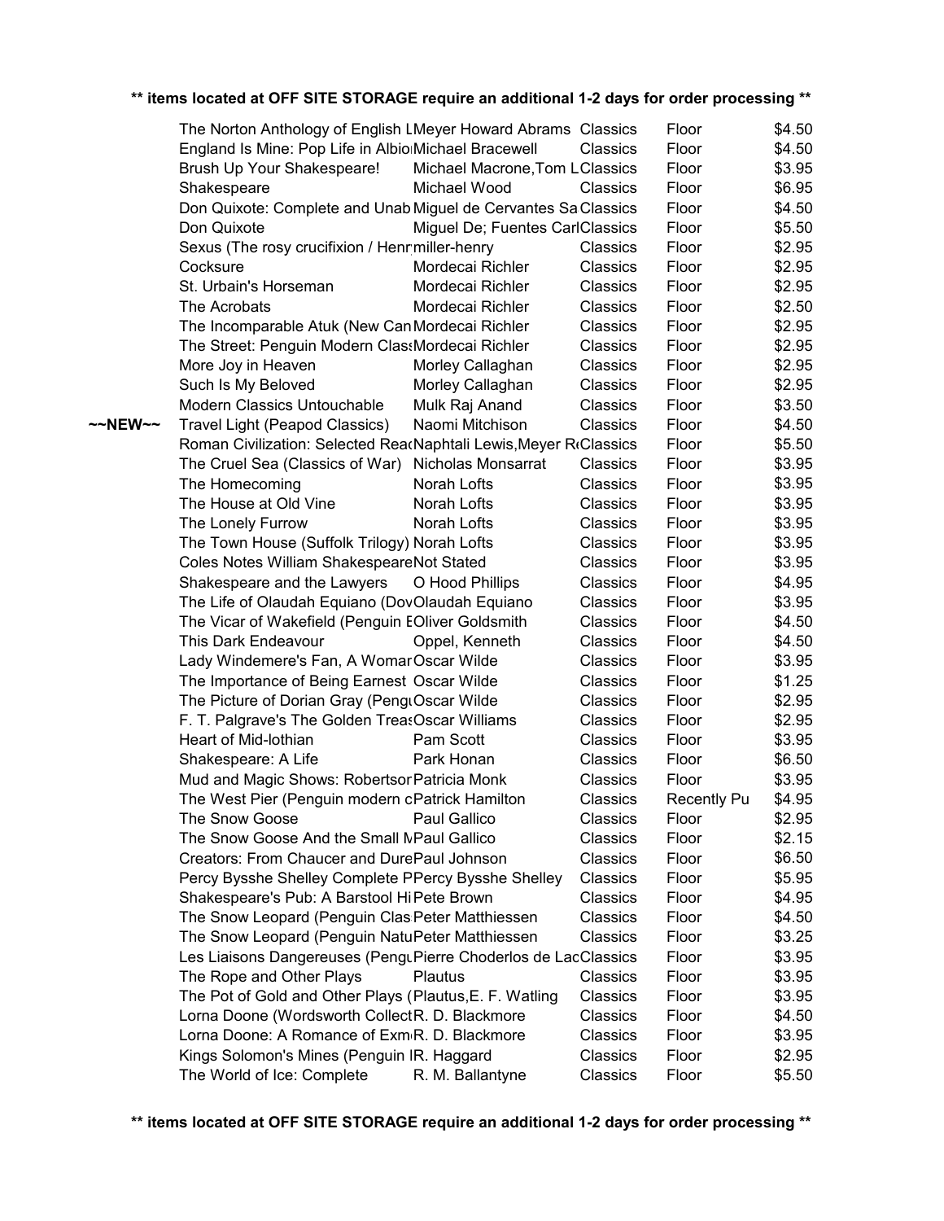**\*\* items located at OFF SITE STORAGE require an additional 1-2 days for order processing \*\***

| | | | | | |
|---|---|---|---|---|---|
| | The Norton Anthology of English L | Meyer Howard Abrams | Classics | Floor | $4.50 |
| | England Is Mine: Pop Life in Albio | Michael Bracewell | Classics | Floor | $4.50 |
| | Brush Up Your Shakespeare! | Michael Macrone,Tom L | Classics | Floor | $3.95 |
| | Shakespeare | Michael Wood | Classics | Floor | $6.95 |
| | Don Quixote: Complete and Unab | Miguel de Cervantes Sa | Classics | Floor | $4.50 |
| | Don Quixote | Miguel De; Fuentes Carl | Classics | Floor | $5.50 |
| | Sexus (The rosy crucifixion / Henr | miller-henry | Classics | Floor | $2.95 |
| | Cocksure | Mordecai Richler | Classics | Floor | $2.95 |
| | St. Urbain's Horseman | Mordecai Richler | Classics | Floor | $2.95 |
| | The Acrobats | Mordecai Richler | Classics | Floor | $2.50 |
| | The Incomparable Atuk (New Can | Mordecai Richler | Classics | Floor | $2.95 |
| | The Street: Penguin Modern Class | Mordecai Richler | Classics | Floor | $2.95 |
| | More Joy in Heaven | Morley Callaghan | Classics | Floor | $2.95 |
| | Such Is My Beloved | Morley Callaghan | Classics | Floor | $2.95 |
| | Modern Classics Untouchable | Mulk Raj Anand | Classics | Floor | $3.50 |
| ~~NEW~~ | Travel Light (Peapod Classics) | Naomi Mitchison | Classics | Floor | $4.50 |
| | Roman Civilization: Selected Rea | Naphtali Lewis,Meyer R | Classics | Floor | $5.50 |
| | The Cruel Sea (Classics of War) | Nicholas Monsarrat | Classics | Floor | $3.95 |
| | The Homecoming | Norah Lofts | Classics | Floor | $3.95 |
| | The House at Old Vine | Norah Lofts | Classics | Floor | $3.95 |
| | The Lonely Furrow | Norah Lofts | Classics | Floor | $3.95 |
| | The Town House (Suffolk Trilogy) | Norah Lofts | Classics | Floor | $3.95 |
| | Coles Notes William Shakespeare | Not Stated | Classics | Floor | $3.95 |
| | Shakespeare and the Lawyers | O Hood Phillips | Classics | Floor | $4.95 |
| | The Life of Olaudah Equiano (Dov | Olaudah Equiano | Classics | Floor | $3.95 |
| | The Vicar of Wakefield (Penguin E | Oliver Goldsmith | Classics | Floor | $4.50 |
| | This Dark Endeavour | Oppel, Kenneth | Classics | Floor | $4.50 |
| | Lady Windemere's Fan, A Womar | Oscar Wilde | Classics | Floor | $3.95 |
| | The Importance of Being Earnest | Oscar Wilde | Classics | Floor | $1.25 |
| | The Picture of Dorian Gray (Pengu | Oscar Wilde | Classics | Floor | $2.95 |
| | F. T. Palgrave's The Golden Treas | Oscar Williams | Classics | Floor | $2.95 |
| | Heart of Mid-lothian | Pam Scott | Classics | Floor | $3.95 |
| | Shakespeare: A Life | Park Honan | Classics | Floor | $6.50 |
| | Mud and Magic Shows: Robertsor | Patricia Monk | Classics | Floor | $3.95 |
| | The West Pier (Penguin modern c | Patrick Hamilton | Classics | Recently Pu | $4.95 |
| | The Snow Goose | Paul Gallico | Classics | Floor | $2.95 |
| | The Snow Goose And the Small M | Paul Gallico | Classics | Floor | $2.15 |
| | Creators: From Chaucer and Dure | Paul Johnson | Classics | Floor | $6.50 |
| | Percy Bysshe Shelley Complete P | Percy Bysshe Shelley | Classics | Floor | $5.95 |
| | Shakespeare's Pub: A Barstool Hi | Pete Brown | Classics | Floor | $4.95 |
| | The Snow Leopard (Penguin Clas | Peter Matthiessen | Classics | Floor | $4.50 |
| | The Snow Leopard (Penguin Natu | Peter Matthiessen | Classics | Floor | $3.25 |
| | Les Liaisons Dangereuses (Pengu | Pierre Choderlos de Lac | Classics | Floor | $3.95 |
| | The Rope and Other Plays | Plautus | Classics | Floor | $3.95 |
| | The Pot of Gold and Other Plays ( | Plautus,E. F. Watling | Classics | Floor | $3.95 |
| | Lorna Doone (Wordsworth Collect | R. D. Blackmore | Classics | Floor | $4.50 |
| | Lorna Doone: A Romance of Exm | R. D. Blackmore | Classics | Floor | $3.95 |
| | Kings Solomon's Mines (Penguin I | R. Haggard | Classics | Floor | $2.95 |
| | The World of Ice: Complete | R. M. Ballantyne | Classics | Floor | $5.50 |

**\*\* items located at OFF SITE STORAGE require an additional 1-2 days for order processing \*\***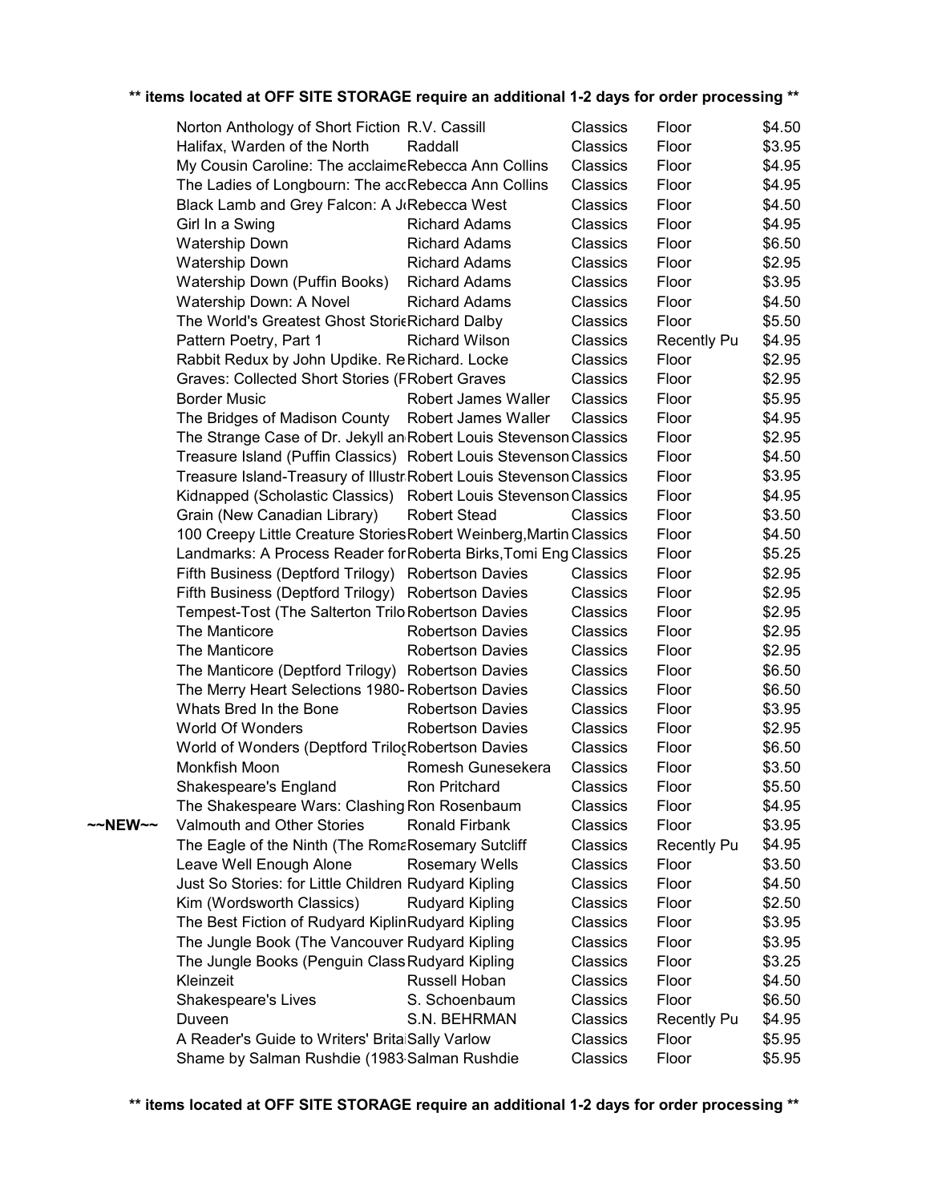**\*\* items located at OFF SITE STORAGE require an additional 1-2 days for order processing \*\***

| | Title | Author | Category | Location | Price |
|---|---|---|---|---|---|
| | Norton Anthology of Short Fiction | R.V. Cassill | Classics | Floor | $4.50 |
| | Halifax, Warden of the North | Raddall | Classics | Floor | $3.95 |
| | My Cousin Caroline: The acclaime | Rebecca Ann Collins | Classics | Floor | $4.95 |
| | The Ladies of Longbourn: The acc | Rebecca Ann Collins | Classics | Floor | $4.95 |
| | Black Lamb and Grey Falcon: A Jo | Rebecca West | Classics | Floor | $4.50 |
| | Girl In a Swing | Richard Adams | Classics | Floor | $4.95 |
| | Watership Down | Richard Adams | Classics | Floor | $6.50 |
| | Watership Down | Richard Adams | Classics | Floor | $2.95 |
| | Watership Down (Puffin Books) | Richard Adams | Classics | Floor | $3.95 |
| | Watership Down: A Novel | Richard Adams | Classics | Floor | $4.50 |
| | The World's Greatest Ghost Storie | Richard Dalby | Classics | Floor | $5.50 |
| | Pattern Poetry, Part 1 | Richard Wilson | Classics | Recently Pu | $4.95 |
| | Rabbit Redux by John Updike. Re | Richard. Locke | Classics | Floor | $2.95 |
| | Graves: Collected Short Stories (F | Robert Graves | Classics | Floor | $2.95 |
| | Border Music | Robert James Waller | Classics | Floor | $5.95 |
| | The Bridges of Madison County | Robert James Waller | Classics | Floor | $4.95 |
| | The Strange Case of Dr. Jekyll an | Robert Louis Stevenson | Classics | Floor | $2.95 |
| | Treasure Island (Puffin Classics) | Robert Louis Stevenson | Classics | Floor | $4.50 |
| | Treasure Island-Treasury of Illustr | Robert Louis Stevenson | Classics | Floor | $3.95 |
| | Kidnapped (Scholastic Classics) | Robert Louis Stevenson | Classics | Floor | $4.95 |
| | Grain (New Canadian Library) | Robert Stead | Classics | Floor | $3.50 |
| | 100 Creepy Little Creature Stories | Robert Weinberg,Martin | Classics | Floor | $4.50 |
| | Landmarks: A Process Reader for | Roberta Birks,Tomi Eng | Classics | Floor | $5.25 |
| | Fifth Business (Deptford Trilogy) | Robertson Davies | Classics | Floor | $2.95 |
| | Fifth Business (Deptford Trilogy) | Robertson Davies | Classics | Floor | $2.95 |
| | Tempest-Tost (The Salterton Trilo | Robertson Davies | Classics | Floor | $2.95 |
| | The Manticore | Robertson Davies | Classics | Floor | $2.95 |
| | The Manticore | Robertson Davies | Classics | Floor | $2.95 |
| | The Manticore (Deptford Trilogy) | Robertson Davies | Classics | Floor | $6.50 |
| | The Merry Heart Selections 1980- | Robertson Davies | Classics | Floor | $6.50 |
| | Whats Bred In the Bone | Robertson Davies | Classics | Floor | $3.95 |
| | World Of Wonders | Robertson Davies | Classics | Floor | $2.95 |
| | World of Wonders (Deptford Trilog | Robertson Davies | Classics | Floor | $6.50 |
| | Monkfish Moon | Romesh Gunesekera | Classics | Floor | $3.50 |
| | Shakespeare's England | Ron Pritchard | Classics | Floor | $5.50 |
| | The Shakespeare Wars: Clashing | Ron Rosenbaum | Classics | Floor | $4.95 |
| ~~NEW~~ | Valmouth and Other Stories | Ronald Firbank | Classics | Floor | $3.95 |
| | The Eagle of the Ninth (The Roma | Rosemary Sutcliff | Classics | Recently Pu | $4.95 |
| | Leave Well Enough Alone | Rosemary Wells | Classics | Floor | $3.50 |
| | Just So Stories: for Little Children | Rudyard Kipling | Classics | Floor | $4.50 |
| | Kim (Wordsworth Classics) | Rudyard Kipling | Classics | Floor | $2.50 |
| | The Best Fiction of Rudyard Kiplin | Rudyard Kipling | Classics | Floor | $3.95 |
| | The Jungle Book (The Vancouver | Rudyard Kipling | Classics | Floor | $3.95 |
| | The Jungle Books (Penguin Class | Rudyard Kipling | Classics | Floor | $3.25 |
| | Kleinzeit | Russell Hoban | Classics | Floor | $4.50 |
| | Shakespeare's Lives | S. Schoenbaum | Classics | Floor | $6.50 |
| | Duveen | S.N. BEHRMAN | Classics | Recently Pu | $4.95 |
| | A Reader's Guide to Writers' Brita | Sally Varlow | Classics | Floor | $5.95 |
| | Shame by Salman Rushdie (1983 | Salman Rushdie | Classics | Floor | $5.95 |

**\*\* items located at OFF SITE STORAGE require an additional 1-2 days for order processing \*\***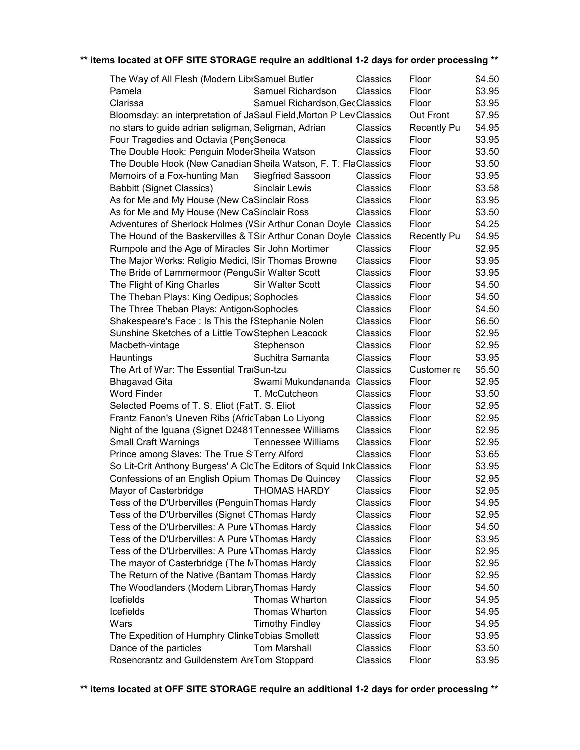**** items located at OFF SITE STORAGE require an additional 1-2 days for order processing ****

| | | | | |
|---|---|---|---|---|
| The Way of All Flesh (Modern Libr | Samuel Butler | Classics | Floor | $4.50 |
| Pamela | Samuel Richardson | Classics | Floor | $3.95 |
| Clarissa | Samuel Richardson,Ged | Classics | Floor | $3.95 |
| Bloomsday: an interpretation of Ja | Saul Field,Morton P Lev | Classics | Out Front | $7.95 |
| no stars to guide adrian seligman, | Seligman, Adrian | Classics | Recently Pu | $4.95 |
| Four Tragedies and Octavia (Peng | Seneca | Classics | Floor | $3.95 |
| The Double Hook: Penguin Moder | Sheila Watson | Classics | Floor | $3.50 |
| The Double Hook (New Canadian | Sheila Watson, F. T. Fla | Classics | Floor | $3.50 |
| Memoirs of a Fox-hunting Man | Siegfried Sassoon | Classics | Floor | $3.95 |
| Babbitt (Signet Classics) | Sinclair Lewis | Classics | Floor | $3.58 |
| As for Me and My House (New Ca | Sinclair Ross | Classics | Floor | $3.95 |
| As for Me and My House (New Ca | Sinclair Ross | Classics | Floor | $3.50 |
| Adventures of Sherlock Holmes (V | Sir Arthur Conan Doyle | Classics | Floor | $4.25 |
| The Hound of the Baskervilles & T | Sir Arthur Conan Doyle | Classics | Recently Pu | $4.95 |
| Rumpole and the Age of Miracles | Sir John Mortimer | Classics | Floor | $2.95 |
| The Major Works: Religio Medici, I | Sir Thomas Browne | Classics | Floor | $3.95 |
| The Bride of Lammermoor (Pengu | Sir Walter Scott | Classics | Floor | $3.95 |
| The Flight of King Charles | Sir Walter Scott | Classics | Floor | $4.50 |
| The Theban Plays: King Oedipus; | Sophocles | Classics | Floor | $4.50 |
| The Three Theban Plays: Antigon | Sophocles | Classics | Floor | $4.50 |
| Shakespeare's Face : Is This the I | Stephanie Nolen | Classics | Floor | $6.50 |
| Sunshine Sketches of a Little Tow | Stephen Leacock | Classics | Floor | $2.95 |
| Macbeth-vintage | Stephenson | Classics | Floor | $2.95 |
| Hauntings | Suchitra Samanta | Classics | Floor | $3.95 |
| The Art of War: The Essential Tra | Sun-tzu | Classics | Customer re | $5.50 |
| Bhagavad Gita | Swami Mukundananda | Classics | Floor | $2.95 |
| Word Finder | T. McCutcheon | Classics | Floor | $3.50 |
| Selected Poems of T. S. Eliot (Fa | T. S. Eliot | Classics | Floor | $2.95 |
| Frantz Fanon's Uneven Ribs (Afric | Taban Lo Liyong | Classics | Floor | $2.95 |
| Night of the Iguana (Signet D2481 | Tennessee Williams | Classics | Floor | $2.95 |
| Small Craft Warnings | Tennessee Williams | Classics | Floor | $2.95 |
| Prince among Slaves: The True S | Terry Alford | Classics | Floor | $3.65 |
| So Lit-Crit Anthony Burgess' A Clo | The Editors of Squid Ink | Classics | Floor | $3.95 |
| Confessions of an English Opium | Thomas De Quincey | Classics | Floor | $2.95 |
| Mayor of Casterbridge | THOMAS HARDY | Classics | Floor | $2.95 |
| Tess of the D'Urbervilles (Penguin | Thomas Hardy | Classics | Floor | $4.95 |
| Tess of the D'Urbervilles (Signet C | Thomas Hardy | Classics | Floor | $2.95 |
| Tess of the D'Urbervilles: A Pure V | Thomas Hardy | Classics | Floor | $4.50 |
| Tess of the D'Urbervilles: A Pure V | Thomas Hardy | Classics | Floor | $3.95 |
| Tess of the D'Urbervilles: A Pure V | Thomas Hardy | Classics | Floor | $2.95 |
| The mayor of Casterbridge (The M | Thomas Hardy | Classics | Floor | $2.95 |
| The Return of the Native (Bantam | Thomas Hardy | Classics | Floor | $2.95 |
| The Woodlanders (Modern Library | Thomas Hardy | Classics | Floor | $4.50 |
| Icefields | Thomas Wharton | Classics | Floor | $4.95 |
| Icefields | Thomas Wharton | Classics | Floor | $4.95 |
| Wars | Timothy Findley | Classics | Floor | $4.95 |
| The Expedition of Humphry Clinke | Tobias Smollett | Classics | Floor | $3.95 |
| Dance of the particles | Tom Marshall | Classics | Floor | $3.50 |
| Rosencrantz and Guildenstern Are | Tom Stoppard | Classics | Floor | $3.95 |

**** items located at OFF SITE STORAGE require an additional 1-2 days for order processing ****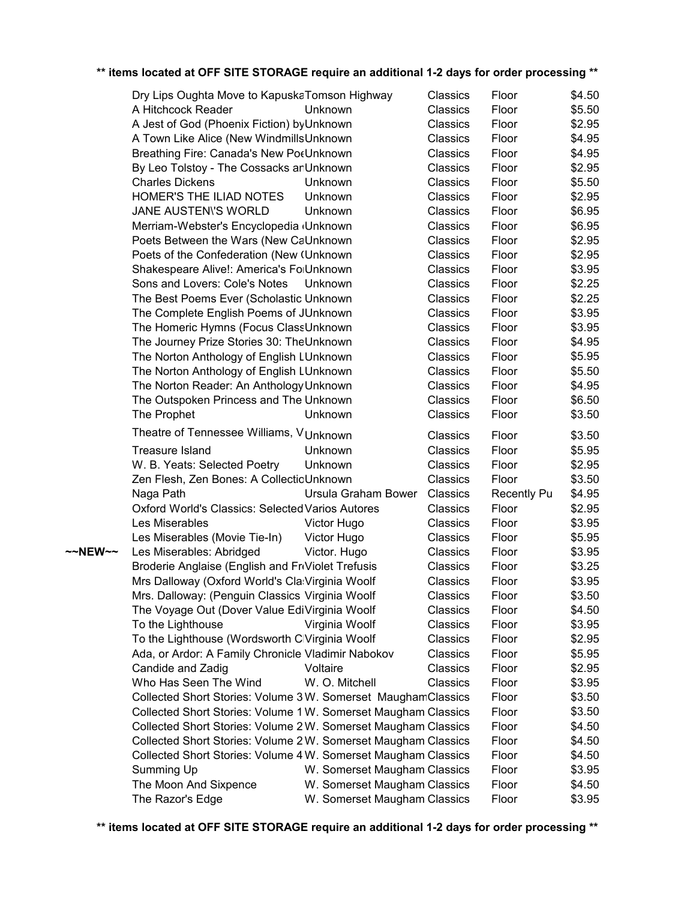**\*\* items located at OFF SITE STORAGE require an additional 1-2 days for order processing \*\***

| | Title | Author | Category | Location | Price |
|---|---|---|---|---|---|
| | Dry Lips Oughta Move to Kapuska | Tomson Highway | Classics | Floor | $4.50 |
| | A Hitchcock Reader | Unknown | Classics | Floor | $5.50 |
| | A Jest of God (Phoenix Fiction) by | Unknown | Classics | Floor | $2.95 |
| | A Town Like Alice (New Windmills | Unknown | Classics | Floor | $4.95 |
| | Breathing Fire: Canada's New Poe | Unknown | Classics | Floor | $4.95 |
| | By Leo Tolstoy - The Cossacks ar | Unknown | Classics | Floor | $2.95 |
| | Charles Dickens | Unknown | Classics | Floor | $5.50 |
| | HOMER'S THE ILIAD NOTES | Unknown | Classics | Floor | $2.95 |
| | JANE AUSTEN\'S WORLD | Unknown | Classics | Floor | $6.95 |
| | Merriam-Webster's Encyclopedia ( | Unknown | Classics | Floor | $6.95 |
| | Poets Between the Wars (New Ca | Unknown | Classics | Floor | $2.95 |
| | Poets of the Confederation (New ( | Unknown | Classics | Floor | $2.95 |
| | Shakespeare Alive!: America's Fo | Unknown | Classics | Floor | $3.95 |
| | Sons and Lovers: Cole's Notes | Unknown | Classics | Floor | $2.25 |
| | The Best Poems Ever (Scholastic | Unknown | Classics | Floor | $2.25 |
| | The Complete English Poems of J | Unknown | Classics | Floor | $3.95 |
| | The Homeric Hymns (Focus Class | Unknown | Classics | Floor | $3.95 |
| | The Journey Prize Stories 30: The | Unknown | Classics | Floor | $4.95 |
| | The Norton Anthology of English L | Unknown | Classics | Floor | $5.95 |
| | The Norton Anthology of English L | Unknown | Classics | Floor | $5.50 |
| | The Norton Reader: An Anthology | Unknown | Classics | Floor | $4.95 |
| | The Outspoken Princess and The | Unknown | Classics | Floor | $6.50 |
| | The Prophet | Unknown | Classics | Floor | $3.50 |
| | Theatre of Tennessee Williams, V | Unknown | Classics | Floor | $3.50 |
| | Treasure Island | Unknown | Classics | Floor | $5.95 |
| | W. B. Yeats: Selected Poetry | Unknown | Classics | Floor | $2.95 |
| | Zen Flesh, Zen Bones: A Collectio | Unknown | Classics | Floor | $3.50 |
| | Naga Path | Ursula Graham Bower | Classics | Recently Pu | $4.95 |
| | Oxford World's Classics: Selected | Varios Autores | Classics | Floor | $2.95 |
| | Les Miserables | Victor Hugo | Classics | Floor | $3.95 |
| | Les Miserables (Movie Tie-In) | Victor Hugo | Classics | Floor | $5.95 |
| ~~NEW~~ | Les Miserables: Abridged | Victor. Hugo | Classics | Floor | $3.95 |
| | Broderie Anglaise (English and Fr | Violet Trefusis | Classics | Floor | $3.25 |
| | Mrs Dalloway (Oxford World's Cla | Virginia Woolf | Classics | Floor | $3.95 |
| | Mrs. Dalloway: (Penguin Classics | Virginia Woolf | Classics | Floor | $3.50 |
| | The Voyage Out (Dover Value Edi | Virginia Woolf | Classics | Floor | $4.50 |
| | To the Lighthouse | Virginia Woolf | Classics | Floor | $3.95 |
| | To the Lighthouse (Wordsworth C | Virginia Woolf | Classics | Floor | $2.95 |
| | Ada, or Ardor: A Family Chronicle | Vladimir Nabokov | Classics | Floor | $5.95 |
| | Candide and Zadig | Voltaire | Classics | Floor | $2.95 |
| | Who Has Seen The Wind | W. O. Mitchell | Classics | Floor | $3.95 |
| | Collected Short Stories: Volume 3 | W. Somerset Maugham | Classics | Floor | $3.50 |
| | Collected Short Stories: Volume 1 | W. Somerset Maugham | Classics | Floor | $3.50 |
| | Collected Short Stories: Volume 2 | W. Somerset Maugham | Classics | Floor | $4.50 |
| | Collected Short Stories: Volume 2 | W. Somerset Maugham | Classics | Floor | $4.50 |
| | Collected Short Stories: Volume 4 | W. Somerset Maugham | Classics | Floor | $4.50 |
| | Summing Up | W. Somerset Maugham | Classics | Floor | $3.95 |
| | The Moon And Sixpence | W. Somerset Maugham | Classics | Floor | $4.50 |
| | The Razor's Edge | W. Somerset Maugham | Classics | Floor | $3.95 |

**\*\* items located at OFF SITE STORAGE require an additional 1-2 days for order processing \*\***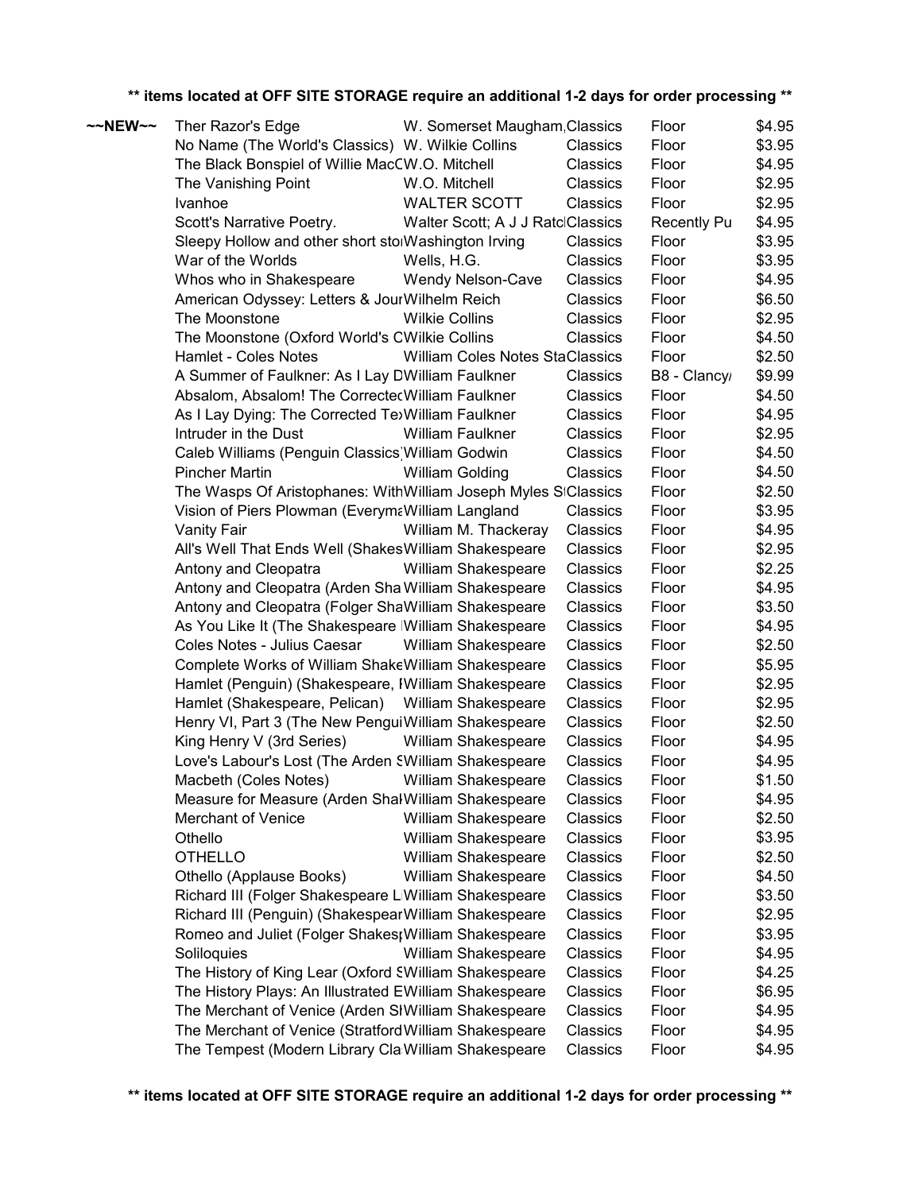**\*\* items located at OFF SITE STORAGE require an additional 1-2 days for order processing \*\***

| | | | | | |
|---|---|---|---|---|---|
| ~~NEW~~ | Ther Razor's Edge | W. Somerset Maugham, | Classics | Floor | $4.95 |
| | No Name (The World's Classics) | W. Wilkie Collins | Classics | Floor | $3.95 |
| | The Black Bonspiel of Willie MacC | W.O. Mitchell | Classics | Floor | $4.95 |
| | The Vanishing Point | W.O. Mitchell | Classics | Floor | $2.95 |
| | Ivanhoe | WALTER SCOTT | Classics | Floor | $2.95 |
| | Scott's Narrative Poetry. | Walter Scott; A J J Ratcl | Classics | Recently Pu | $4.95 |
| | Sleepy Hollow and other short sto | Washington Irving | Classics | Floor | $3.95 |
| | War of the Worlds | Wells, H.G. | Classics | Floor | $3.95 |
| | Whos who in Shakespeare | Wendy Nelson-Cave | Classics | Floor | $4.95 |
| | American Odyssey: Letters & Jour | Wilhelm Reich | Classics | Floor | $6.50 |
| | The Moonstone | Wilkie Collins | Classics | Floor | $2.95 |
| | The Moonstone (Oxford World's C | Wilkie Collins | Classics | Floor | $4.50 |
| | Hamlet - Coles Notes | William Coles Notes Sta | Classics | Floor | $2.50 |
| | A Summer of Faulkner: As I Lay D | William Faulkner | Classics | B8 - Clancy/ | $9.99 |
| | Absalom, Absalom! The Correcte | William Faulkner | Classics | Floor | $4.50 |
| | As I Lay Dying: The Corrected Te | William Faulkner | Classics | Floor | $4.95 |
| | Intruder in the Dust | William Faulkner | Classics | Floor | $2.95 |
| | Caleb Williams (Penguin Classics) | William Godwin | Classics | Floor | $4.50 |
| | Pincher Martin | William Golding | Classics | Floor | $4.50 |
| | The Wasps Of Aristophanes: With | William Joseph Myles S | Classics | Floor | $2.50 |
| | Vision of Piers Plowman (Everyma | William Langland | Classics | Floor | $3.95 |
| | Vanity Fair | William M. Thackeray | Classics | Floor | $4.95 |
| | All's Well That Ends Well (Shakes | William Shakespeare | Classics | Floor | $2.95 |
| | Antony and Cleopatra | William Shakespeare | Classics | Floor | $2.25 |
| | Antony and Cleopatra (Arden Sha | William Shakespeare | Classics | Floor | $4.95 |
| | Antony and Cleopatra (Folger Sha | William Shakespeare | Classics | Floor | $3.50 |
| | As You Like It (The Shakespeare | William Shakespeare | Classics | Floor | $4.95 |
| | Coles Notes - Julius Caesar | William Shakespeare | Classics | Floor | $2.50 |
| | Complete Works of William Shake | William Shakespeare | Classics | Floor | $5.95 |
| | Hamlet (Penguin) (Shakespeare, I | William Shakespeare | Classics | Floor | $2.95 |
| | Hamlet (Shakespeare, Pelican) | William Shakespeare | Classics | Floor | $2.95 |
| | Henry VI, Part 3 (The New Pengui | William Shakespeare | Classics | Floor | $2.50 |
| | King Henry V (3rd Series) | William Shakespeare | Classics | Floor | $4.95 |
| | Love's Labour's Lost (The Arden S | William Shakespeare | Classics | Floor | $4.95 |
| | Macbeth (Coles Notes) | William Shakespeare | Classics | Floor | $1.50 |
| | Measure for Measure (Arden Sha | William Shakespeare | Classics | Floor | $4.95 |
| | Merchant of Venice | William Shakespeare | Classics | Floor | $2.50 |
| | Othello | William Shakespeare | Classics | Floor | $3.95 |
| | OTHELLO | William Shakespeare | Classics | Floor | $2.50 |
| | Othello (Applause Books) | William Shakespeare | Classics | Floor | $4.50 |
| | Richard III (Folger Shakespeare L | William Shakespeare | Classics | Floor | $3.50 |
| | Richard III (Penguin) (Shakespear | William Shakespeare | Classics | Floor | $2.95 |
| | Romeo and Juliet (Folger Shakes | William Shakespeare | Classics | Floor | $3.95 |
| | Soliloquies | William Shakespeare | Classics | Floor | $4.95 |
| | The History of King Lear (Oxford S | William Shakespeare | Classics | Floor | $4.25 |
| | The History Plays: An Illustrated E | William Shakespeare | Classics | Floor | $6.95 |
| | The Merchant of Venice (Arden S | William Shakespeare | Classics | Floor | $4.95 |
| | The Merchant of Venice (Stratford | William Shakespeare | Classics | Floor | $4.95 |
| | The Tempest (Modern Library Cla | William Shakespeare | Classics | Floor | $4.95 |

**\*\* items located at OFF SITE STORAGE require an additional 1-2 days for order processing \*\***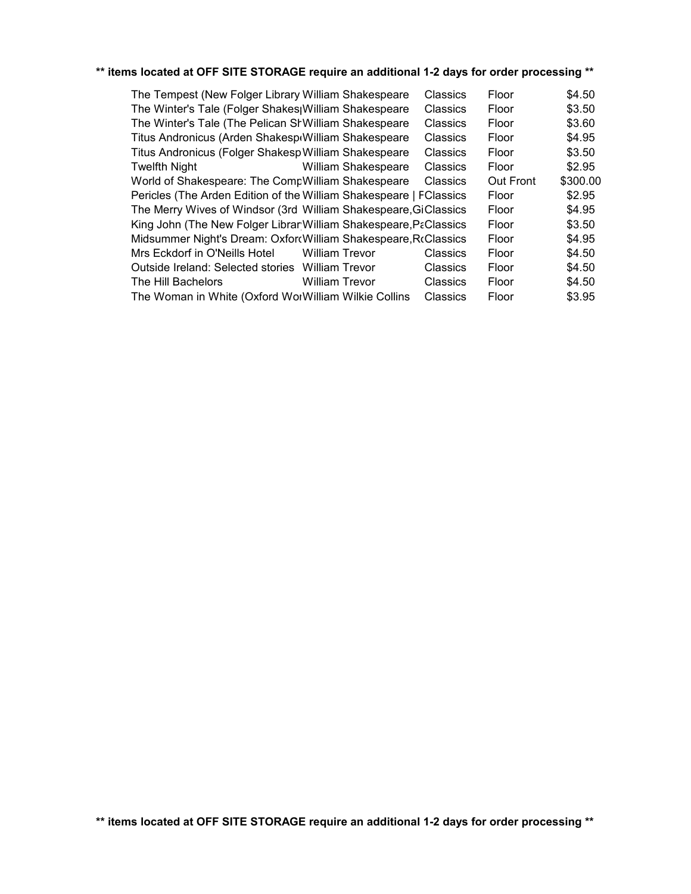** items located at OFF SITE STORAGE require an additional 1-2 days for order processing **

| | | | | |
|---|---|---|---|---|
| The Tempest (New Folger Library | William Shakespeare | Classics | Floor | $4.50 |
| The Winter's Tale (Folger Shakes| | William Shakespeare | Classics | Floor | $3.50 |
| The Winter's Tale (The Pelican Sh | William Shakespeare | Classics | Floor | $3.60 |
| Titus Andronicus (Arden Shakespe | William Shakespeare | Classics | Floor | $4.95 |
| Titus Andronicus (Folger Shakesp | William Shakespeare | Classics | Floor | $3.50 |
| Twelfth Night | William Shakespeare | Classics | Floor | $2.95 |
| World of Shakespeare: The Comp | William Shakespeare | Classics | Out Front | $300.00 |
| Pericles (The Arden Edition of the | William Shakespeare \| F | Classics | Floor | $2.95 |
| The Merry Wives of Windsor (3rd | William Shakespeare,Gi | Classics | Floor | $4.95 |
| King John (The New Folger Librar | William Shakespeare,Pa | Classics | Floor | $3.50 |
| Midsummer Night's Dream: Oxford | William Shakespeare,Ro | Classics | Floor | $4.95 |
| Mrs Eckdorf in O'Neills Hotel | William Trevor | Classics | Floor | $4.50 |
| Outside Ireland: Selected stories | William Trevor | Classics | Floor | $4.50 |
| The Hill Bachelors | William Trevor | Classics | Floor | $4.50 |
| The Woman in White (Oxford Wor | William Wilkie Collins | Classics | Floor | $3.95 |

** items located at OFF SITE STORAGE require an additional 1-2 days for order processing **